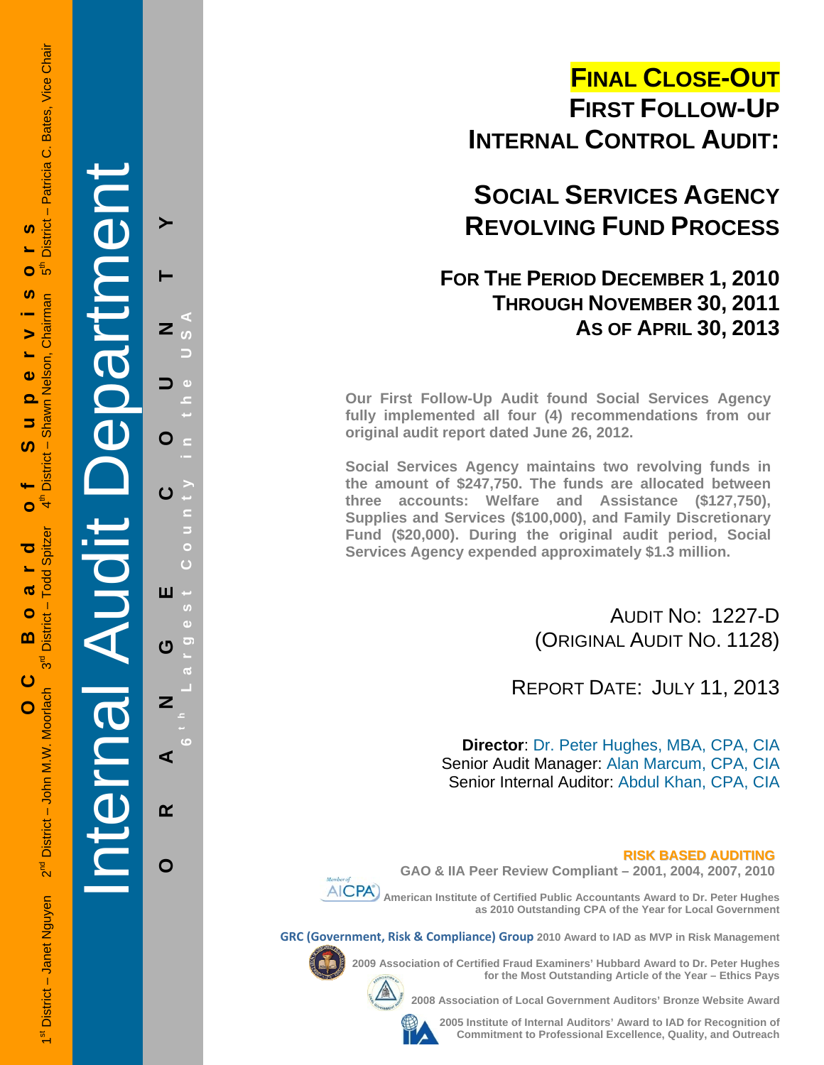OC Board of Supervisors

1st District – Janet Nguyen 2nd District – John M.W. Moorlach 3rd District – Todd Spitzer 4th District – Shawn Nelson, Chairman 5th District – Patricia C. Bates, Vice Chair

Internal Audit Department

ORANGE COUNTY

6th Largest County in the USA

# FINAL CLOSE-OUT
# FIRST FOLLOW-UP
# INTERNAL CONTROL AUDIT:

# SOCIAL SERVICES AGENCY REVOLVING FUND PROCESS

## FOR THE PERIOD DECEMBER 1, 2010 THROUGH NOVEMBER 30, 2011 AS OF APRIL 30, 2013

**Our First Follow-Up Audit found Social Services Agency fully implemented all four (4) recommendations from our original audit report dated June 26, 2012.**

**Social Services Agency maintains two revolving funds in the amount of $247,750. The funds are allocated between three accounts: Welfare and Assistance ($127,750), Supplies and Services ($100,000), and Family Discretionary Fund ($20,000). During the original audit period, Social Services Agency expended approximately $1.3 million.**

AUDIT NO: 1227-D
(ORIGINAL AUDIT NO. 1128)

REPORT DATE: JULY 11, 2013

**Director**: Dr. Peter Hughes, MBA, CPA, CIA
Senior Audit Manager: Alan Marcum, CPA, CIA
Senior Internal Auditor: Abdul Khan, CPA, CIA

**RISK BASED AUDITING**

**GAO & IIA Peer Review Compliant – 2001, 2004, 2007, 2010**

Member of AICPA

**American Institute of Certified Public Accountants Award to Dr. Peter Hughes as 2010 Outstanding CPA of the Year for Local Government**

**GRC (Government, Risk & Compliance) Group 2010 Award to IAD as MVP in Risk Management**

**2009 Association of Certified Fraud Examiners' Hubbard Award to Dr. Peter Hughes for the Most Outstanding Article of the Year – Ethics Pays**

**2008 Association of Local Government Auditors' Bronze Website Award**

**2005 Institute of Internal Auditors' Award to IAD for Recognition of Commitment to Professional Excellence, Quality, and Outreach**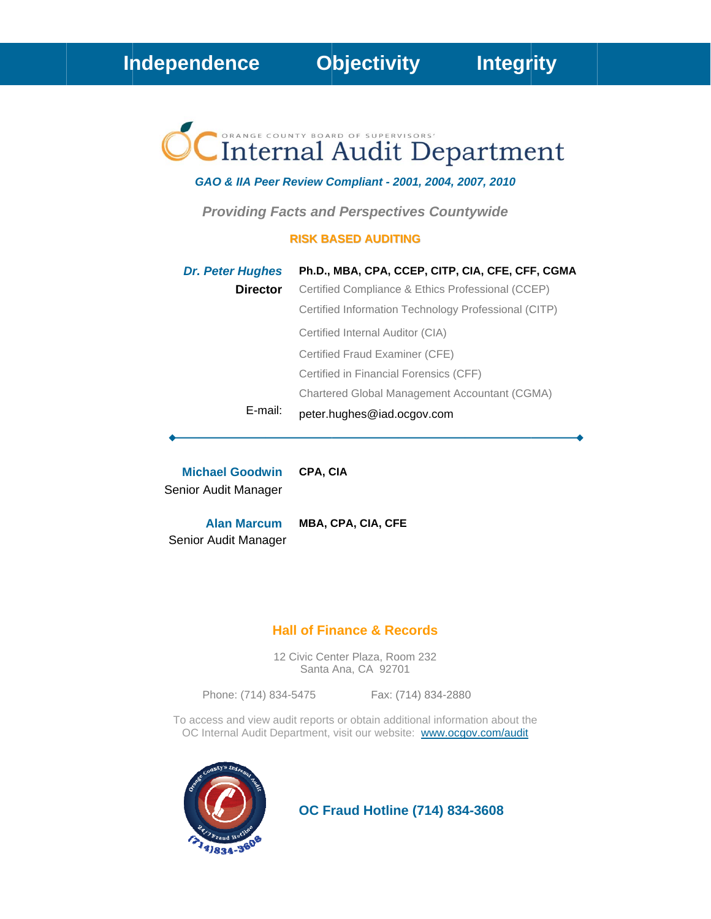**Independence Objectivity Integrity**

# OC Internal Audit Department

ORANGE COUNTY BOARD OF SUPERVISORS'

***GAO & IIA Peer Review Compliant - 2001, 2004, 2007, 2010***

***Providing Facts and Perspectives Countywide***

**RISK BASED AUDITING**

***Dr. Peter Hughes*** **Ph.D., MBA, CPA, CCEP, CITP, CIA, CFE, CFF, CGMA**

**Director**

Certified Compliance & Ethics Professional (CCEP)

Certified Information Technology Professional (CITP)

Certified Internal Auditor (CIA)

Certified Fraud Examiner (CFE)

Certified in Financial Forensics (CFF)

Chartered Global Management Accountant (CGMA)

E-mail: peter.hughes@iad.ocgov.com

---

**Michael Goodwin** **CPA, CIA**

Senior Audit Manager

**Alan Marcum** **MBA, CPA, CIA, CFE**

Senior Audit Manager

## Hall of Finance & Records

12 Civic Center Plaza, Room 232
Santa Ana, CA 92701

Phone: (714) 834-5475 Fax: (714) 834-2880

To access and view audit reports or obtain additional information about the OC Internal Audit Department, visit our website: www.ocgov.com/audit

**OC Fraud Hotline (714) 834-3608**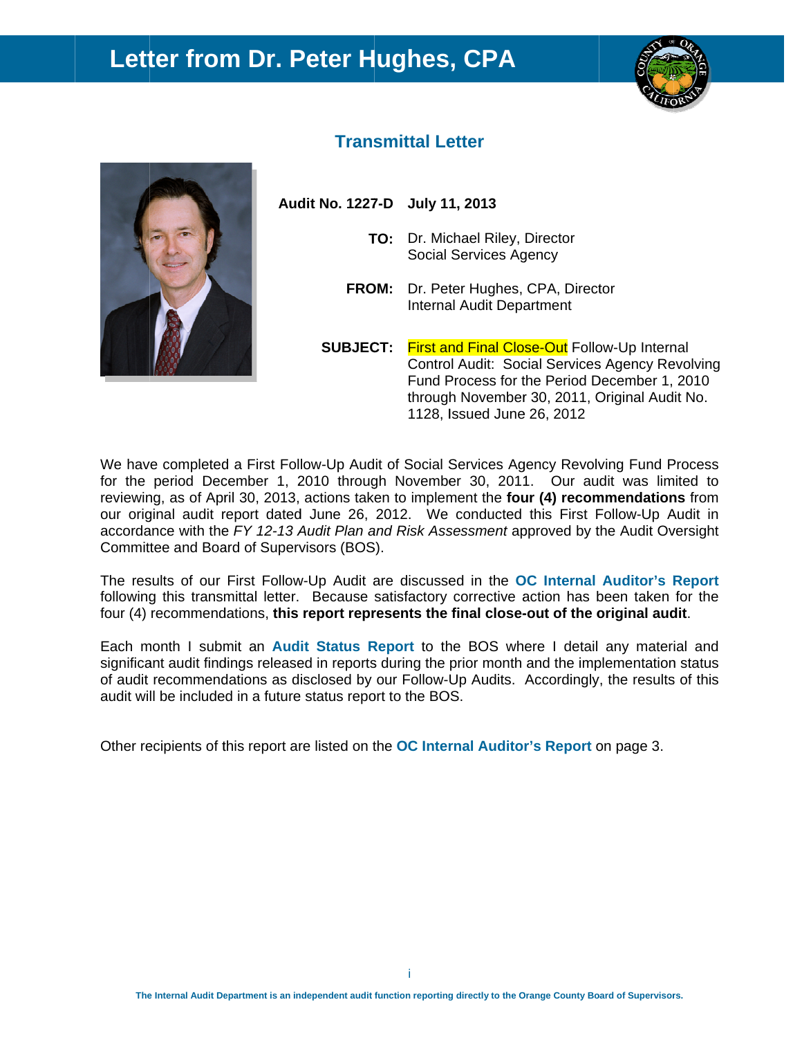# Letter from Dr. Peter Hughes, CPA

## Transmittal Letter

**Audit No. 1227-D** **July 11, 2013**

**TO:** Dr. Michael Riley, Director
Social Services Agency

**FROM:** Dr. Peter Hughes, CPA, Director
Internal Audit Department

**SUBJECT:** First and Final Close-Out Follow-Up Internal Control Audit: Social Services Agency Revolving Fund Process for the Period December 1, 2010 through November 30, 2011, Original Audit No. 1128, Issued June 26, 2012

We have completed a First Follow-Up Audit of Social Services Agency Revolving Fund Process for the period December 1, 2010 through November 30, 2011. Our audit was limited to reviewing, as of April 30, 2013, actions taken to implement the **four (4) recommendations** from our original audit report dated June 26, 2012. We conducted this First Follow-Up Audit in accordance with the *FY 12-13 Audit Plan and Risk Assessment* approved by the Audit Oversight Committee and Board of Supervisors (BOS).

The results of our First Follow-Up Audit are discussed in the **OC Internal Auditor's Report** following this transmittal letter. Because satisfactory corrective action has been taken for the four (4) recommendations, **this report represents the final close-out of the original audit**.

Each month I submit an **Audit Status Report** to the BOS where I detail any material and significant audit findings released in reports during the prior month and the implementation status of audit recommendations as disclosed by our Follow-Up Audits. Accordingly, the results of this audit will be included in a future status report to the BOS.

Other recipients of this report are listed on the **OC Internal Auditor's Report** on page 3.

The Internal Audit Department is an independent audit function reporting directly to the Orange County Board of Supervisors.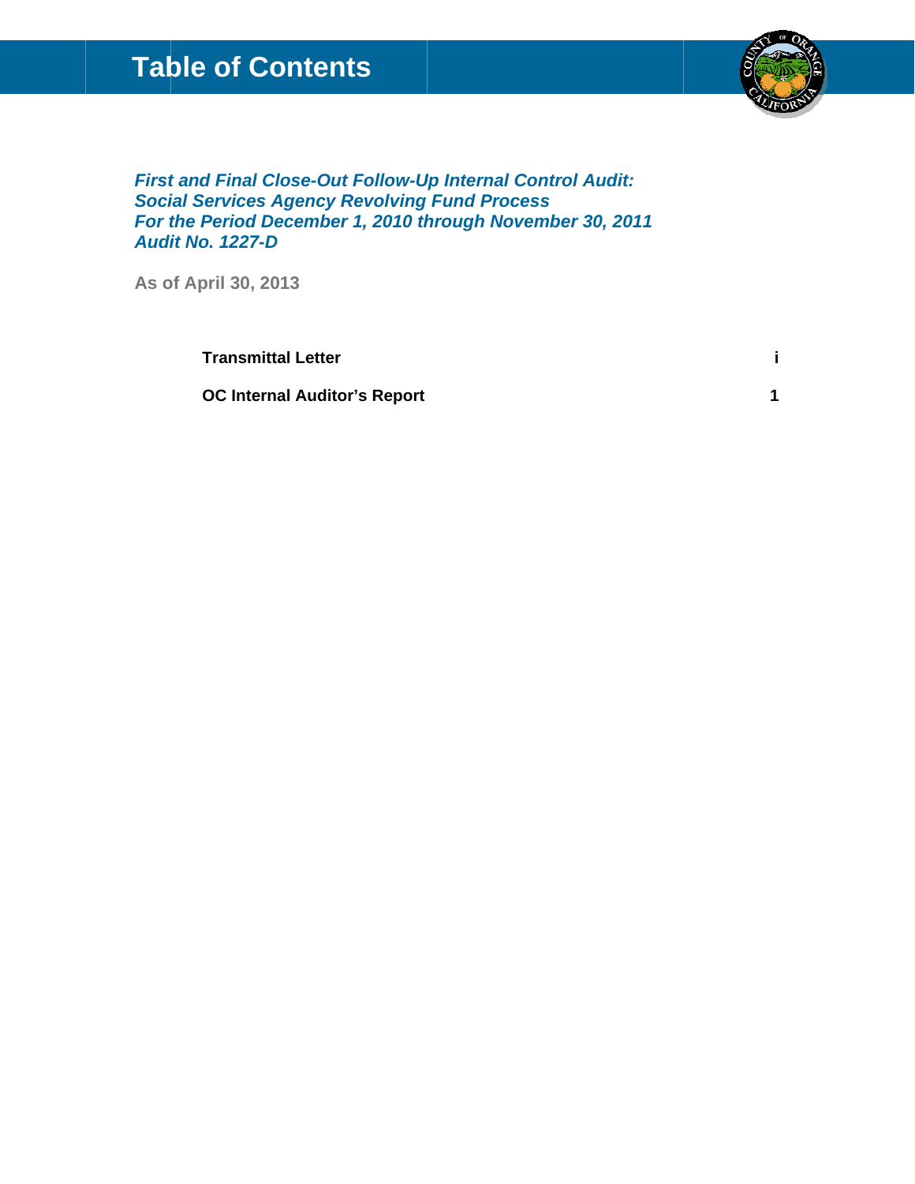# Table of Contents

***First and Final Close-Out Follow-Up Internal Control Audit:***
***Social Services Agency Revolving Fund Process***
***For the Period December 1, 2010 through November 30, 2011***
***Audit No. 1227-D***

**As of April 30, 2013**

| | |
|---|---|
| **Transmittal Letter** | **i** |
| **OC Internal Auditor's Report** | **1** |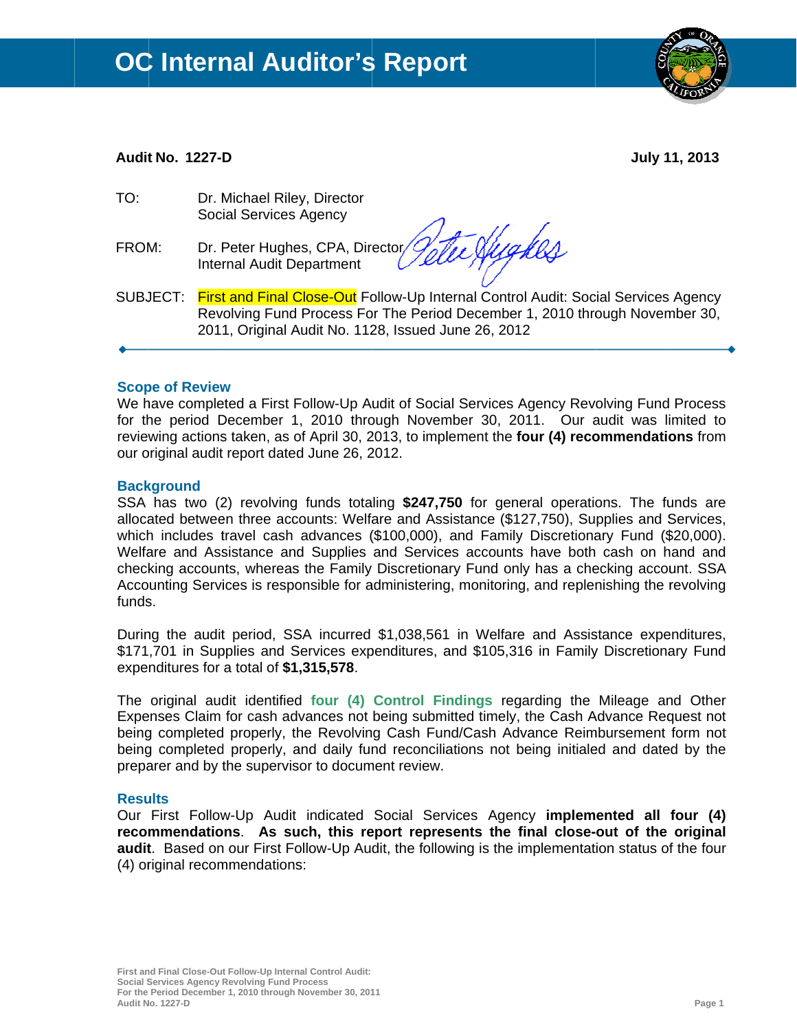# OC Internal Auditor's Report

**Audit No. 1227-D** **July 11, 2013**

TO: Dr. Michael Riley, Director
Social Services Agency

FROM: Dr. Peter Hughes, CPA, Director
Internal Audit Department

SUBJECT: First and Final Close-Out Follow-Up Internal Control Audit: Social Services Agency Revolving Fund Process For The Period December 1, 2010 through November 30, 2011, Original Audit No. 1128, Issued June 26, 2012

---

### Scope of Review

We have completed a First Follow-Up Audit of Social Services Agency Revolving Fund Process for the period December 1, 2010 through November 30, 2011. Our audit was limited to reviewing actions taken, as of April 30, 2013, to implement the **four (4) recommendations** from our original audit report dated June 26, 2012.

### Background

SSA has two (2) revolving funds totaling **$247,750** for general operations. The funds are allocated between three accounts: Welfare and Assistance ($127,750), Supplies and Services, which includes travel cash advances ($100,000), and Family Discretionary Fund ($20,000). Welfare and Assistance and Supplies and Services accounts have both cash on hand and checking accounts, whereas the Family Discretionary Fund only has a checking account. SSA Accounting Services is responsible for administering, monitoring, and replenishing the revolving funds.

During the audit period, SSA incurred $1,038,561 in Welfare and Assistance expenditures, $171,701 in Supplies and Services expenditures, and $105,316 in Family Discretionary Fund expenditures for a total of **$1,315,578**.

The original audit identified **four (4) Control Findings** regarding the Mileage and Other Expenses Claim for cash advances not being submitted timely, the Cash Advance Request not being completed properly, the Revolving Cash Fund/Cash Advance Reimbursement form not being completed properly, and daily fund reconciliations not being initialed and dated by the preparer and by the supervisor to document review.

### Results

Our First Follow-Up Audit indicated Social Services Agency **implemented all four (4) recommendations**. **As such, this report represents the final close-out of the original audit**. Based on our First Follow-Up Audit, the following is the implementation status of the four (4) original recommendations: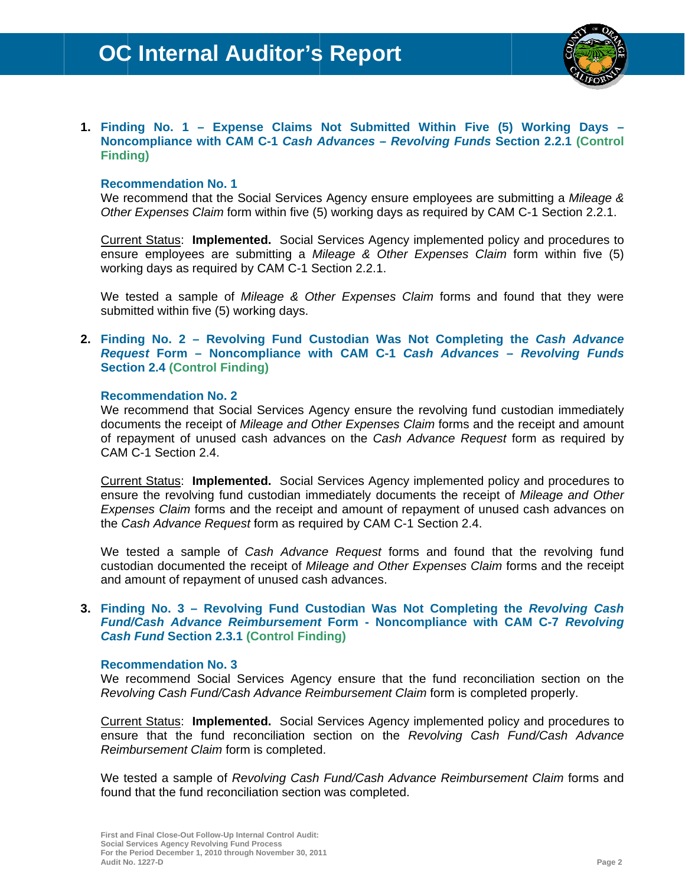1. **Finding No. 1 – Expense Claims Not Submitted Within Five (5) Working Days – Noncompliance with CAM C-1 *Cash Advances – Revolving Funds* Section 2.2.1 (Control Finding)**

   **Recommendation No. 1**
   We recommend that the Social Services Agency ensure employees are submitting a *Mileage & Other Expenses Claim* form within five (5) working days as required by CAM C-1 Section 2.2.1.

   Current Status: **Implemented.** Social Services Agency implemented policy and procedures to ensure employees are submitting a *Mileage & Other Expenses Claim* form within five (5) working days as required by CAM C-1 Section 2.2.1.

   We tested a sample of *Mileage & Other Expenses Claim* forms and found that they were submitted within five (5) working days.

2. **Finding No. 2 – Revolving Fund Custodian Was Not Completing the *Cash Advance Request* Form – Noncompliance with CAM C-1 *Cash Advances – Revolving Funds* Section 2.4 (Control Finding)**

   **Recommendation No. 2**
   We recommend that Social Services Agency ensure the revolving fund custodian immediately documents the receipt of *Mileage and Other Expenses Claim* forms and the receipt and amount of repayment of unused cash advances on the *Cash Advance Request* form as required by CAM C-1 Section 2.4.

   Current Status: **Implemented.** Social Services Agency implemented policy and procedures to ensure the revolving fund custodian immediately documents the receipt of *Mileage and Other Expenses Claim* forms and the receipt and amount of repayment of unused cash advances on the *Cash Advance Request* form as required by CAM C-1 Section 2.4.

   We tested a sample of *Cash Advance Request* forms and found that the revolving fund custodian documented the receipt of *Mileage and Other Expenses Claim* forms and the receipt and amount of repayment of unused cash advances.

3. **Finding No. 3 – Revolving Fund Custodian Was Not Completing the *Revolving Cash Fund/Cash Advance Reimbursement* Form - Noncompliance with CAM C-7 *Revolving Cash Fund* Section 2.3.1 (Control Finding)**

   **Recommendation No. 3**
   We recommend Social Services Agency ensure that the fund reconciliation section on the *Revolving Cash Fund/Cash Advance Reimbursement Claim* form is completed properly.

   Current Status: **Implemented.** Social Services Agency implemented policy and procedures to ensure that the fund reconciliation section on the *Revolving Cash Fund/Cash Advance Reimbursement Claim* form is completed.

   We tested a sample of *Revolving Cash Fund/Cash Advance Reimbursement Claim* forms and found that the fund reconciliation section was completed.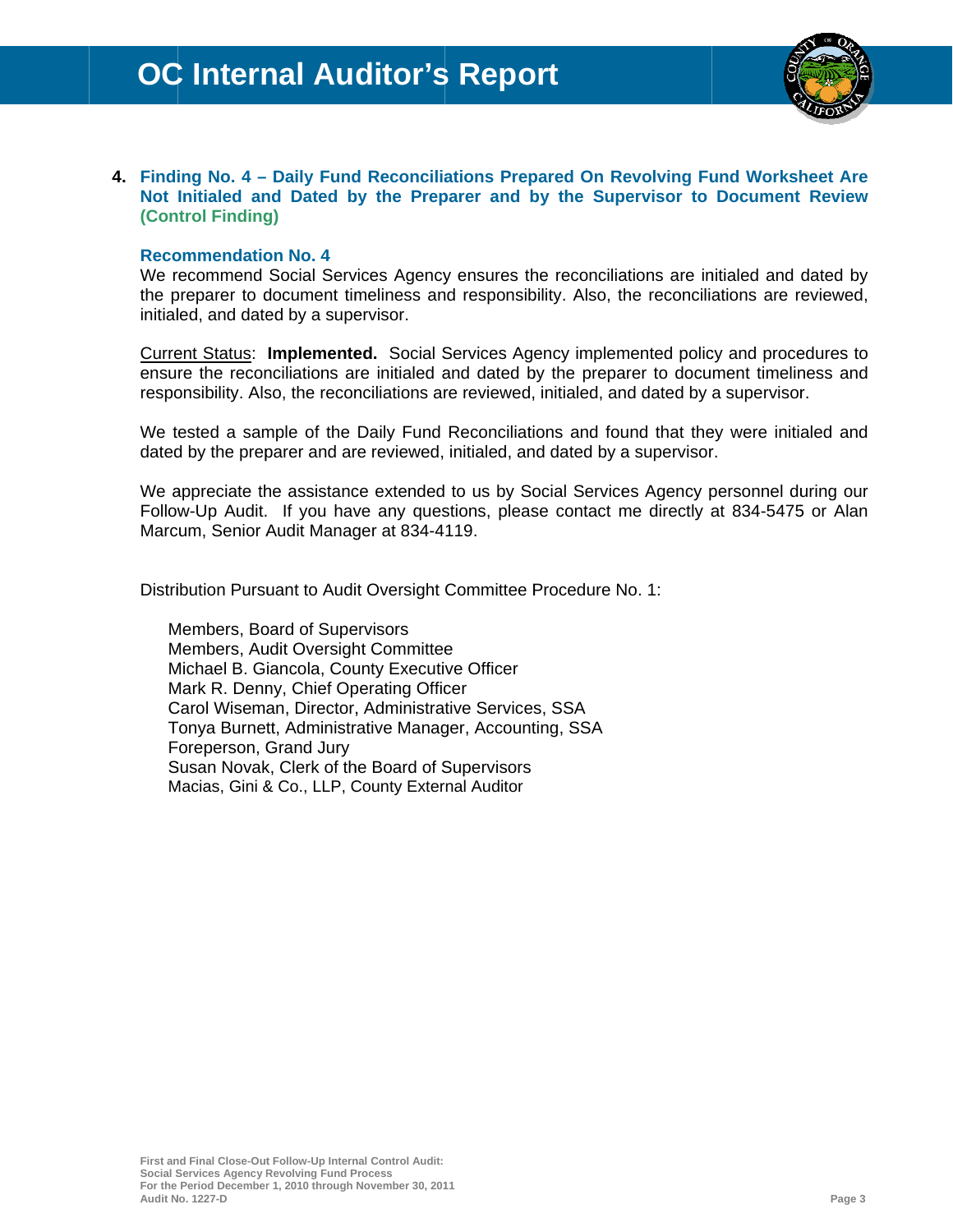**4. Finding No. 4 – Daily Fund Reconciliations Prepared On Revolving Fund Worksheet Are Not Initialed and Dated by the Preparer and by the Supervisor to Document Review (Control Finding)**

**Recommendation No. 4**

We recommend Social Services Agency ensures the reconciliations are initialed and dated by the preparer to document timeliness and responsibility. Also, the reconciliations are reviewed, initialed, and dated by a supervisor.

Current Status: **Implemented.** Social Services Agency implemented policy and procedures to ensure the reconciliations are initialed and dated by the preparer to document timeliness and responsibility. Also, the reconciliations are reviewed, initialed, and dated by a supervisor.

We tested a sample of the Daily Fund Reconciliations and found that they were initialed and dated by the preparer and are reviewed, initialed, and dated by a supervisor.

We appreciate the assistance extended to us by Social Services Agency personnel during our Follow-Up Audit. If you have any questions, please contact me directly at 834-5475 or Alan Marcum, Senior Audit Manager at 834-4119.

Distribution Pursuant to Audit Oversight Committee Procedure No. 1:

Members, Board of Supervisors
Members, Audit Oversight Committee
Michael B. Giancola, County Executive Officer
Mark R. Denny, Chief Operating Officer
Carol Wiseman, Director, Administrative Services, SSA
Tonya Burnett, Administrative Manager, Accounting, SSA
Foreperson, Grand Jury
Susan Novak, Clerk of the Board of Supervisors
Macias, Gini & Co., LLP, County External Auditor